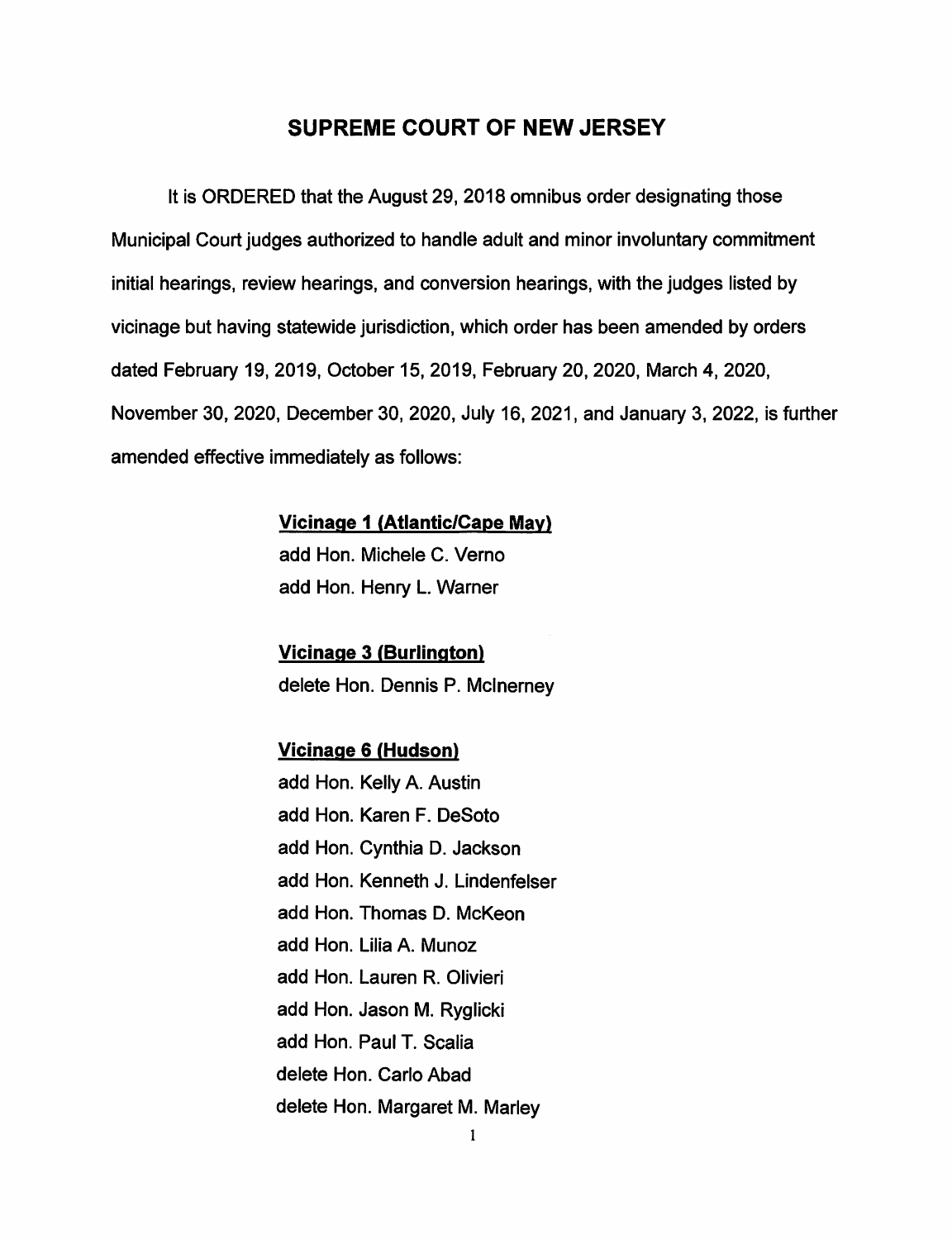# SUPREME COURT OF NEW JERSEY

It is ORDERED that the August 29, 2018 omnibus order designating those Municipal Court judges authorized to handle adult and minor involuntary commitment initial hearings, review hearings, and conversion hearings, with the judges listed by vicinage but having statewide jurisdiction, which order has been amended by orders dated February 19, 2019, October 15, 2019, February 20, 2020, March 4, 2020, November 30, 2020, December 30, 2020, July 16, 2021, and January 3, 2022, is further amended effective immediately as follows:

**Vicinage 1 (Atlantic/Cape May)**

add Hon. Michele C. Verno
add Hon. Henry L. Warner

**Vicinage 3 (Burlington)**

delete Hon. Dennis P. McInerney

**Vicinage 6 (Hudson)**

add Hon. Kelly A. Austin
add Hon. Karen F. DeSoto
add Hon. Cynthia D. Jackson
add Hon. Kenneth J. Lindenfelser
add Hon. Thomas D. McKeon
add Hon. Lilia A. Munoz
add Hon. Lauren R. Olivieri
add Hon. Jason M. Ryglicki
add Hon. Paul T. Scalia
delete Hon. Carlo Abad
delete Hon. Margaret M. Marley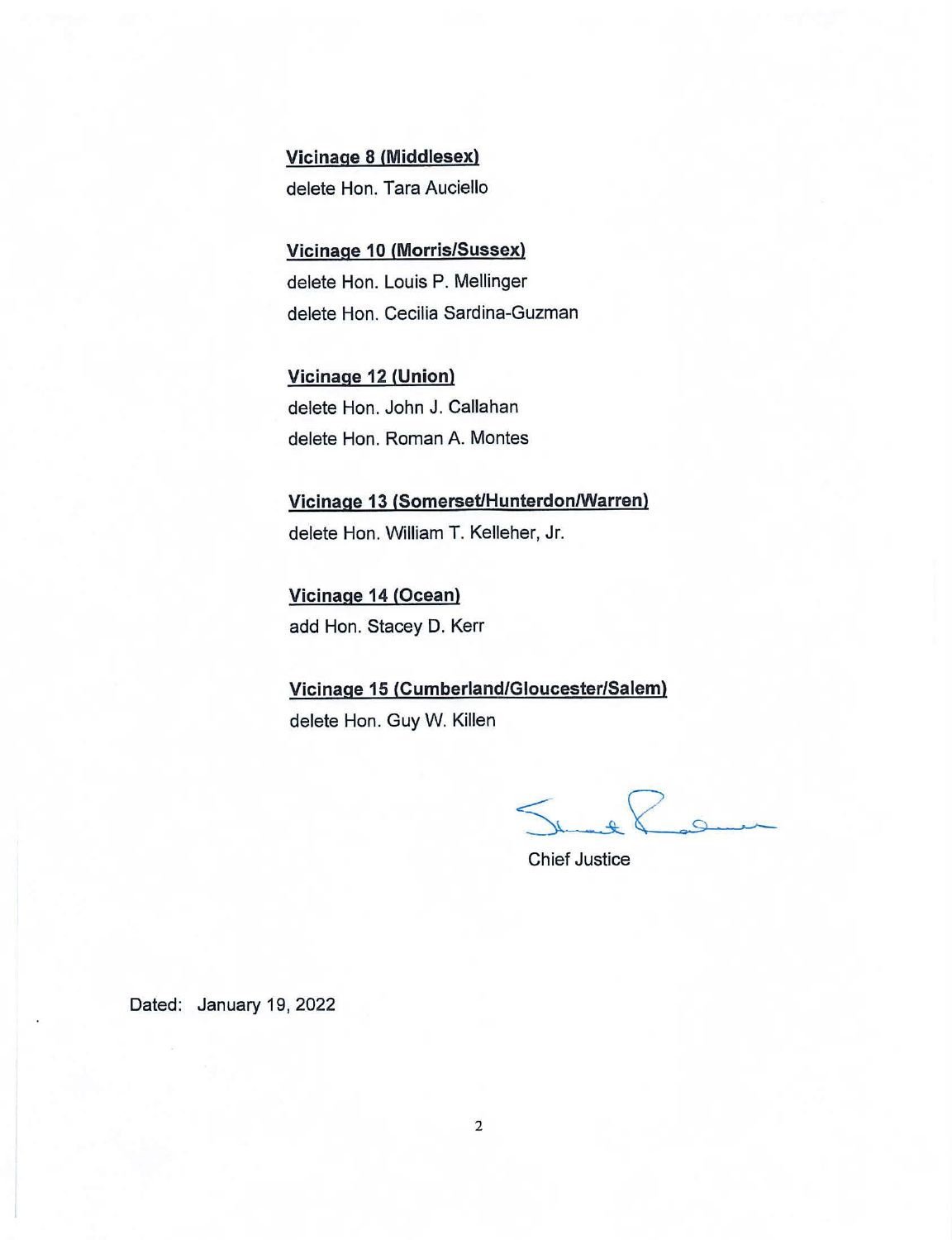**Vicinage 8 (Middlesex)**

delete Hon. Tara Auciello

**Vicinage 10 (Morris/Sussex)**

delete Hon. Louis P. Mellinger

delete Hon. Cecilia Sardina-Guzman

**Vicinage 12 (Union)**

delete Hon. John J. Callahan

delete Hon. Roman A. Montes

**Vicinage 13 (Somerset/Hunterdon/Warren)**

delete Hon. William T. Kelleher, Jr.

**Vicinage 14 (Ocean)**

add Hon. Stacey D. Kerr

**Vicinage 15 (Cumberland/Gloucester/Salem)**

delete Hon. Guy W. Killen

Chief Justice

Dated: January 19, 2022